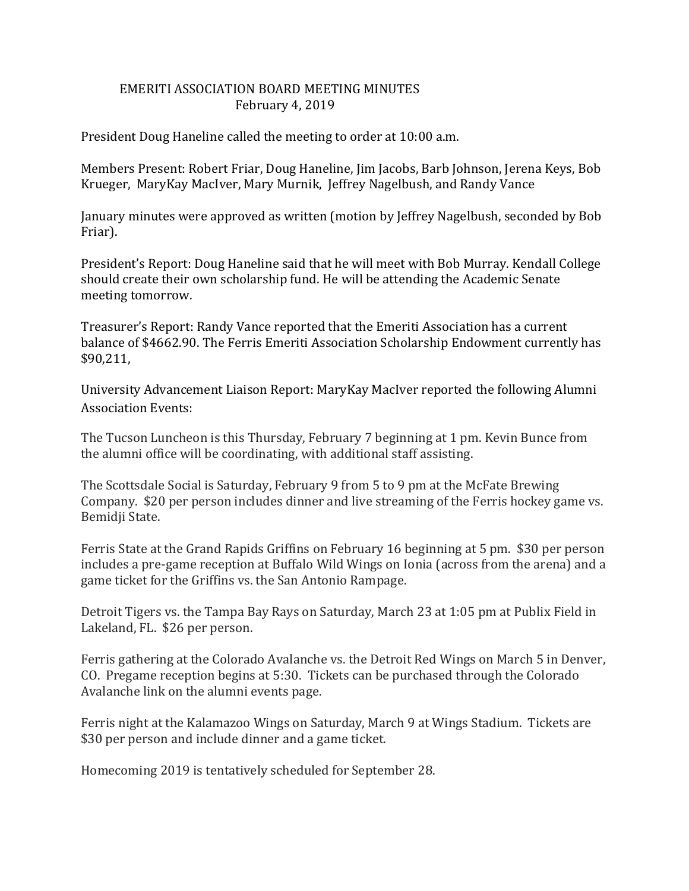# EMERITI ASSOCIATION BOARD MEETING MINUTES
## February 4, 2019

President Doug Haneline called the meeting to order at 10:00 a.m.

Members Present: Robert Friar, Doug Haneline, Jim Jacobs, Barb Johnson, Jerena Keys, Bob Krueger, MaryKay MacIver, Mary Murnik, Jeffrey Nagelbush, and Randy Vance

January minutes were approved as written (motion by Jeffrey Nagelbush, seconded by Bob Friar).

President's Report: Doug Haneline said that he will meet with Bob Murray. Kendall College should create their own scholarship fund. He will be attending the Academic Senate meeting tomorrow.

Treasurer's Report: Randy Vance reported that the Emeriti Association has a current balance of $4662.90. The Ferris Emeriti Association Scholarship Endowment currently has $90,211,

University Advancement Liaison Report: MaryKay MacIver reported the following Alumni Association Events:

The Tucson Luncheon is this Thursday, February 7 beginning at 1 pm. Kevin Bunce from the alumni office will be coordinating, with additional staff assisting.

The Scottsdale Social is Saturday, February 9 from 5 to 9 pm at the McFate Brewing Company. $20 per person includes dinner and live streaming of the Ferris hockey game vs. Bemidji State.

Ferris State at the Grand Rapids Griffins on February 16 beginning at 5 pm. $30 per person includes a pre-game reception at Buffalo Wild Wings on Ionia (across from the arena) and a game ticket for the Griffins vs. the San Antonio Rampage.

Detroit Tigers vs. the Tampa Bay Rays on Saturday, March 23 at 1:05 pm at Publix Field in Lakeland, FL. $26 per person.

Ferris gathering at the Colorado Avalanche vs. the Detroit Red Wings on March 5 in Denver, CO. Pregame reception begins at 5:30. Tickets can be purchased through the Colorado Avalanche link on the alumni events page.

Ferris night at the Kalamazoo Wings on Saturday, March 9 at Wings Stadium. Tickets are $30 per person and include dinner and a game ticket.

Homecoming 2019 is tentatively scheduled for September 28.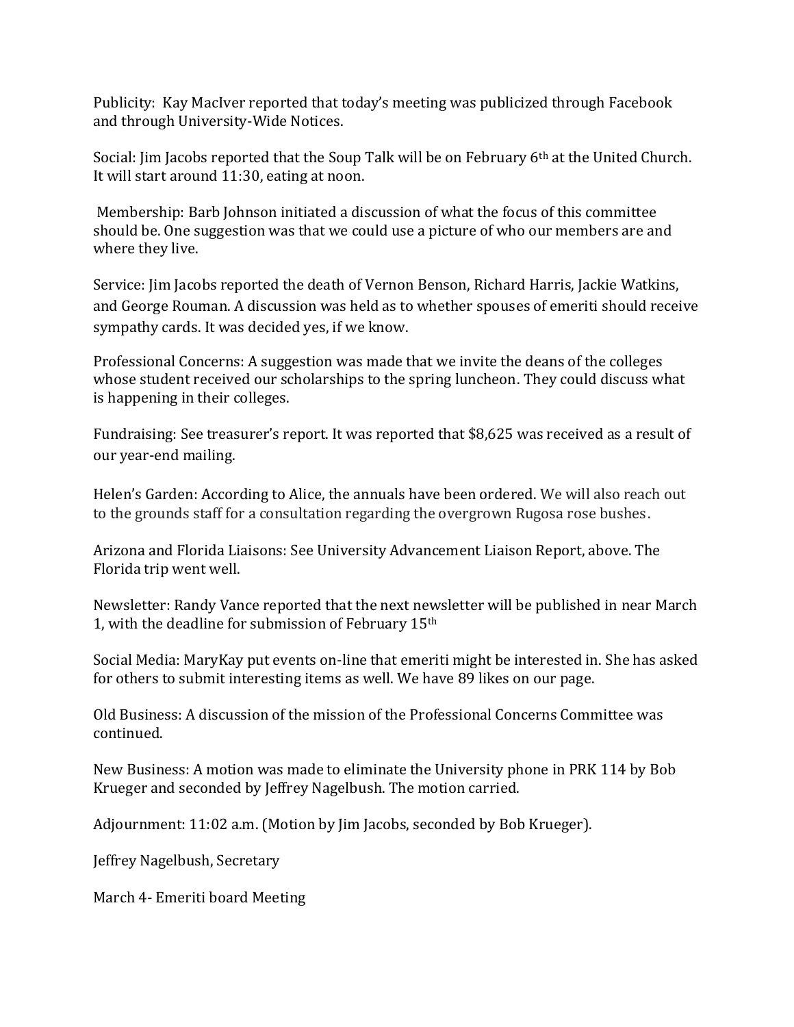Publicity: Kay MacIver reported that today's meeting was publicized through Facebook and through University-Wide Notices.

Social: Jim Jacobs reported that the Soup Talk will be on February 6th at the United Church. It will start around 11:30, eating at noon.

Membership: Barb Johnson initiated a discussion of what the focus of this committee should be. One suggestion was that we could use a picture of who our members are and where they live.

Service: Jim Jacobs reported the death of Vernon Benson, Richard Harris, Jackie Watkins, and George Rouman. A discussion was held as to whether spouses of emeriti should receive sympathy cards. It was decided yes, if we know.

Professional Concerns: A suggestion was made that we invite the deans of the colleges whose student received our scholarships to the spring luncheon. They could discuss what is happening in their colleges.

Fundraising: See treasurer's report. It was reported that $8,625 was received as a result of our year-end mailing.

Helen's Garden: According to Alice, the annuals have been ordered. We will also reach out to the grounds staff for a consultation regarding the overgrown Rugosa rose bushes.

Arizona and Florida Liaisons: See University Advancement Liaison Report, above. The Florida trip went well.

Newsletter: Randy Vance reported that the next newsletter will be published in near March 1, with the deadline for submission of February 15th

Social Media: MaryKay put events on-line that emeriti might be interested in. She has asked for others to submit interesting items as well. We have 89 likes on our page.

Old Business: A discussion of the mission of the Professional Concerns Committee was continued.

New Business: A motion was made to eliminate the University phone in PRK 114 by Bob Krueger and seconded by Jeffrey Nagelbush. The motion carried.

Adjournment: 11:02 a.m. (Motion by Jim Jacobs, seconded by Bob Krueger).

Jeffrey Nagelbush, Secretary

March 4- Emeriti board Meeting